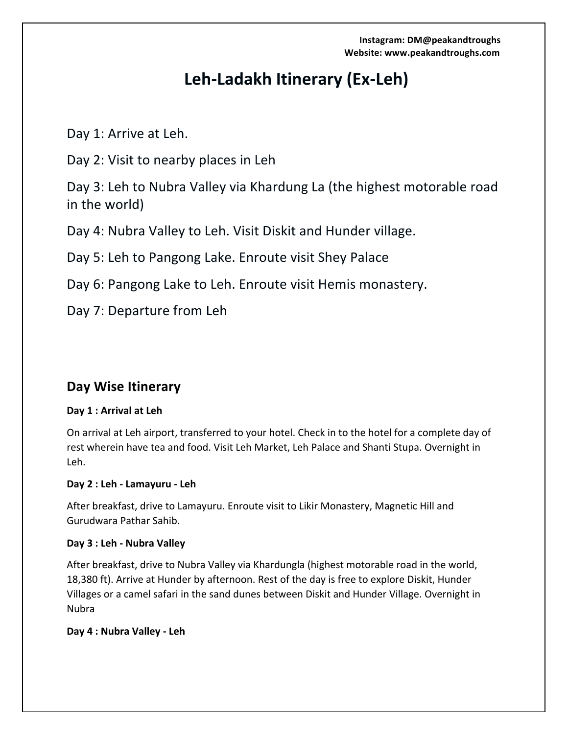Instagram: DM@peakandtroughs
Website: www.peakandtroughs.com

# Leh-Ladakh Itinerary (Ex-Leh)

Day 1: Arrive at Leh.

Day 2: Visit to nearby places in Leh

Day 3: Leh to Nubra Valley via Khardung La (the highest motorable road in the world)

Day 4: Nubra Valley to Leh. Visit Diskit and Hunder village.

Day 5: Leh to Pangong Lake. Enroute visit Shey Palace

Day 6: Pangong Lake to Leh. Enroute visit Hemis monastery.

Day 7: Departure from Leh

## Day Wise Itinerary

**Day 1 : Arrival at Leh**

On arrival at Leh airport, transferred to your hotel. Check in to the hotel for a complete day of rest wherein have tea and food. Visit Leh Market, Leh Palace and Shanti Stupa. Overnight in Leh.

**Day 2 : Leh - Lamayuru - Leh**

After breakfast, drive to Lamayuru. Enroute visit to Likir Monastery, Magnetic Hill and Gurudwara Pathar Sahib.

**Day 3 : Leh - Nubra Valley**

After breakfast, drive to Nubra Valley via Khardungla (highest motorable road in the world, 18,380 ft). Arrive at Hunder by afternoon. Rest of the day is free to explore Diskit, Hunder Villages or a camel safari in the sand dunes between Diskit and Hunder Village. Overnight in Nubra

**Day 4 : Nubra Valley - Leh**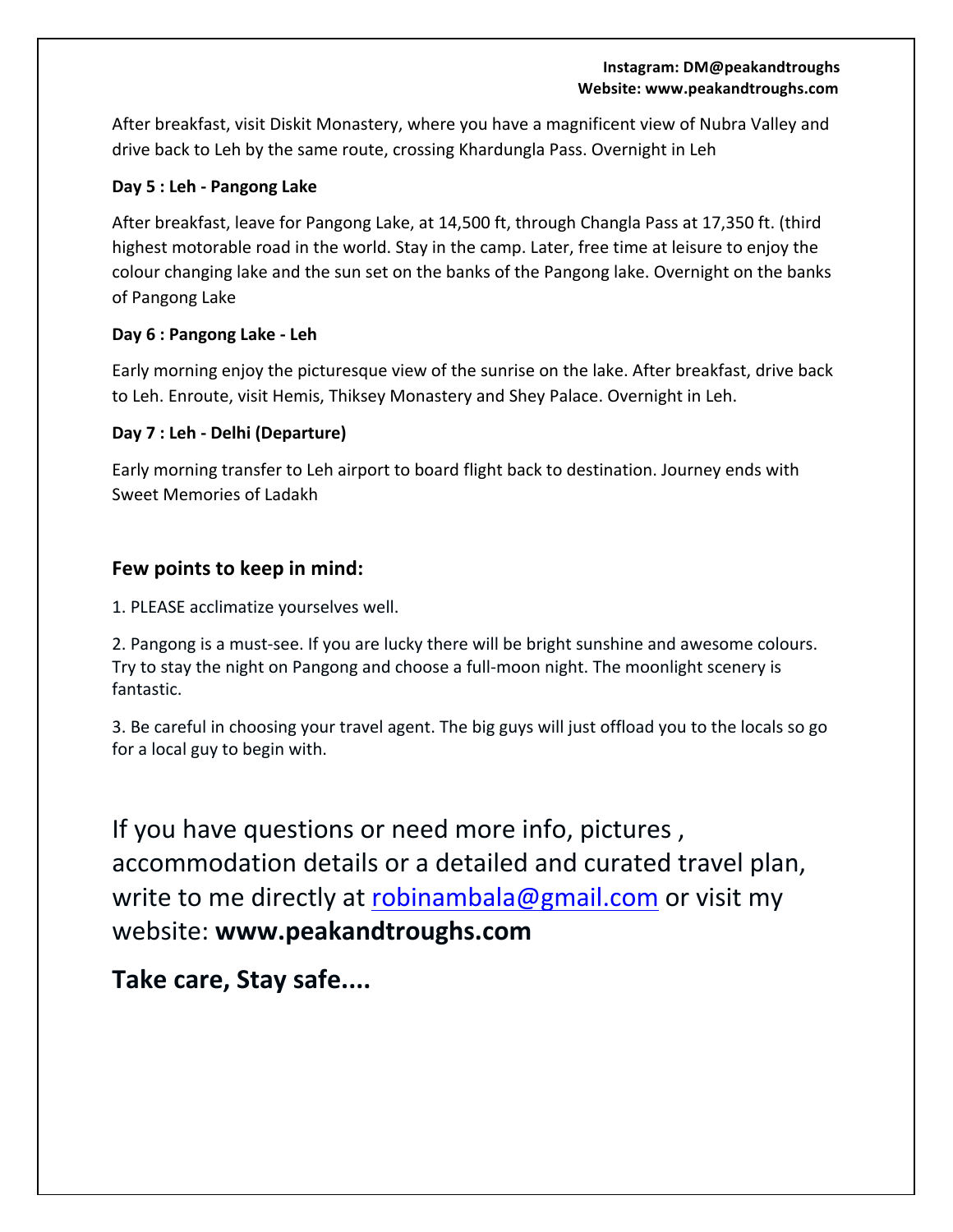After breakfast, visit Diskit Monastery, where you have a magnificent view of Nubra Valley and drive back to Leh by the same route, crossing Khardungla Pass. Overnight in Leh

**Day 5 : Leh - Pangong Lake**

After breakfast, leave for Pangong Lake, at 14,500 ft, through Changla Pass at 17,350 ft. (third highest motorable road in the world. Stay in the camp. Later, free time at leisure to enjoy the colour changing lake and the sun set on the banks of the Pangong lake. Overnight on the banks of Pangong Lake

**Day 6 : Pangong Lake - Leh**

Early morning enjoy the picturesque view of the sunrise on the lake. After breakfast, drive back to Leh. Enroute, visit Hemis, Thiksey Monastery and Shey Palace. Overnight in Leh.

**Day 7 : Leh - Delhi (Departure)**

Early morning transfer to Leh airport to board flight back to destination. Journey ends with Sweet Memories of Ladakh

## Few points to keep in mind:

1. PLEASE acclimatize yourselves well.

2. Pangong is a must-see. If you are lucky there will be bright sunshine and awesome colours. Try to stay the night on Pangong and choose a full-moon night. The moonlight scenery is fantastic.

3. Be careful in choosing your travel agent. The big guys will just offload you to the locals so go for a local guy to begin with.

If you have questions or need more info, pictures , accommodation details or a detailed and curated travel plan, write to me directly at robinambala@gmail.com or visit my website: **www.peakandtroughs.com**

## Take care, Stay safe....